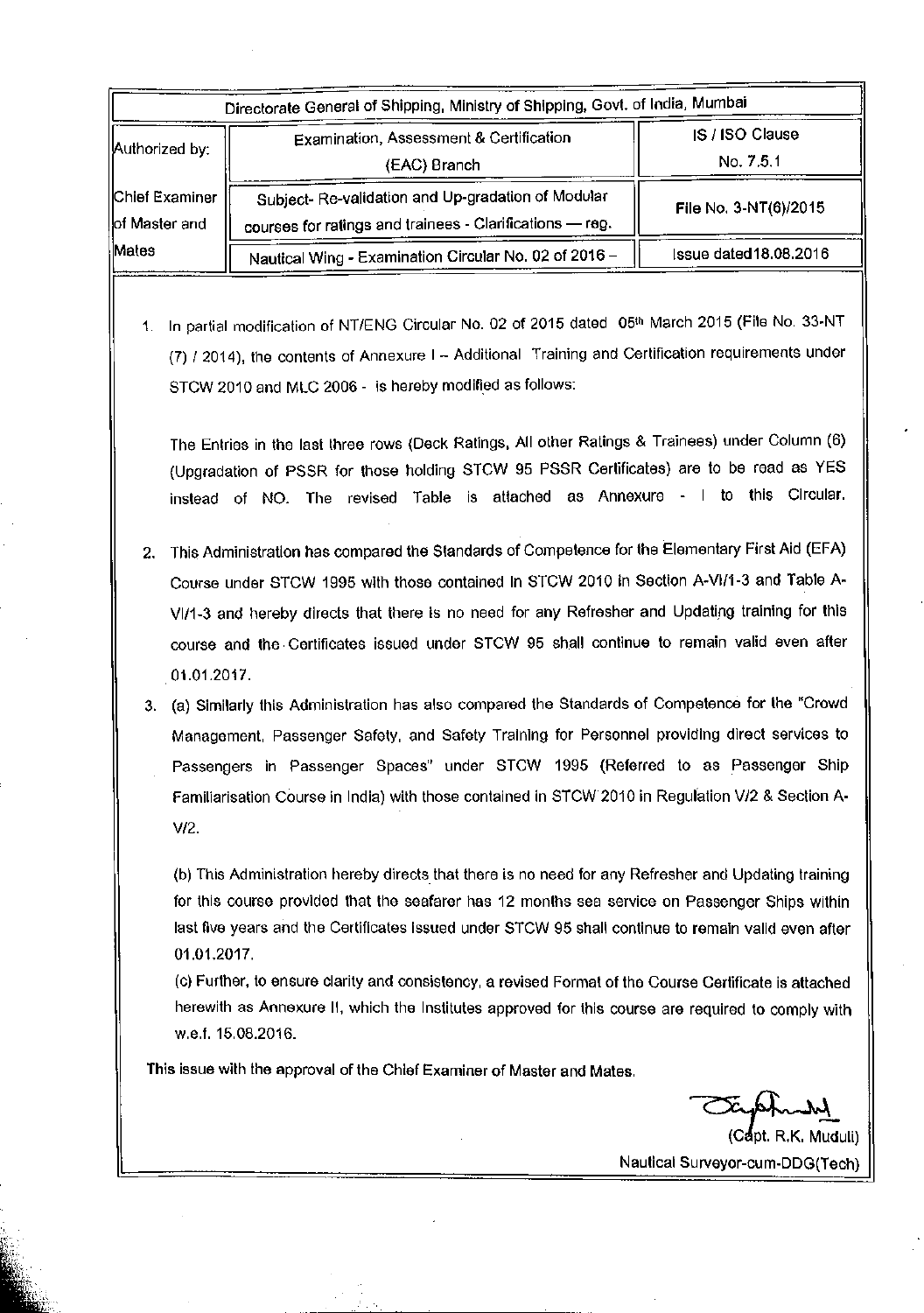| Directorate General of Shipping, Ministry of Shipping, Govt. of India, Mumbai | | |
|---|---|---|
| Authorized by:<br><br>Chief Examiner of Master and Mates | Examination, Assessment & Certification (EAC) Branch | IS / ISO Clause No. 7.5.1 |
| | Subject- Re-validation and Up-gradation of Modular courses for ratings and trainees - Clarifications — reg. | File No. 3-NT(6)/2015 |
| | Nautical Wing - Examination Circular No. 02 of 2016 – | Issue dated18.08.2016 |

1. In partial modification of NT/ENG Circular No. 02 of 2015 dated 05th March 2015 (File No. 33-NT (7) / 2014), the contents of Annexure I – Additional Training and Certification requirements under STCW 2010 and MLC 2006 - is hereby modified as follows:

   The Entries in the last three rows (Deck Ratings, All other Ratings & Trainees) under Column (6) (Upgradation of PSSR for those holding STCW 95 PSSR Certificates) are to be read as YES instead of NO. The revised Table is attached as Annexure - I to this Circular.

2. This Administration has compared the Standards of Competence for the Elementary First Aid (EFA) Course under STCW 1995 with those contained in STCW 2010 in Section A-VI/1-3 and Table A-VI/1-3 and hereby directs that there is no need for any Refresher and Updating training for this course and the Certificates issued under STCW 95 shall continue to remain valid even after 01.01.2017.

3. (a) Similarly this Administration has also compared the Standards of Competence for the "Crowd Management, Passenger Safety, and Safety Training for Personnel providing direct services to Passengers in Passenger Spaces" under STCW 1995 (Referred to as Passenger Ship Familiarisation Course in India) with those contained in STCW 2010 in Regulation V/2 & Section A-V/2.

   (b) This Administration hereby directs that there is no need for any Refresher and Updating training for this course provided that the seafarer has 12 months sea service on Passenger Ships within last five years and the Certificates issued under STCW 95 shall continue to remain valid even after 01.01.2017.

   (c) Further, to ensure clarity and consistency, a revised Format of the Course Certificate is attached herewith as Annexure II, which the Institutes approved for this course are required to comply with w.e.f. 15.08.2016.

This issue with the approval of the Chief Examiner of Master and Mates.

(Capt. R.K. Muduli)
Nautical Surveyor-cum-DDG(Tech)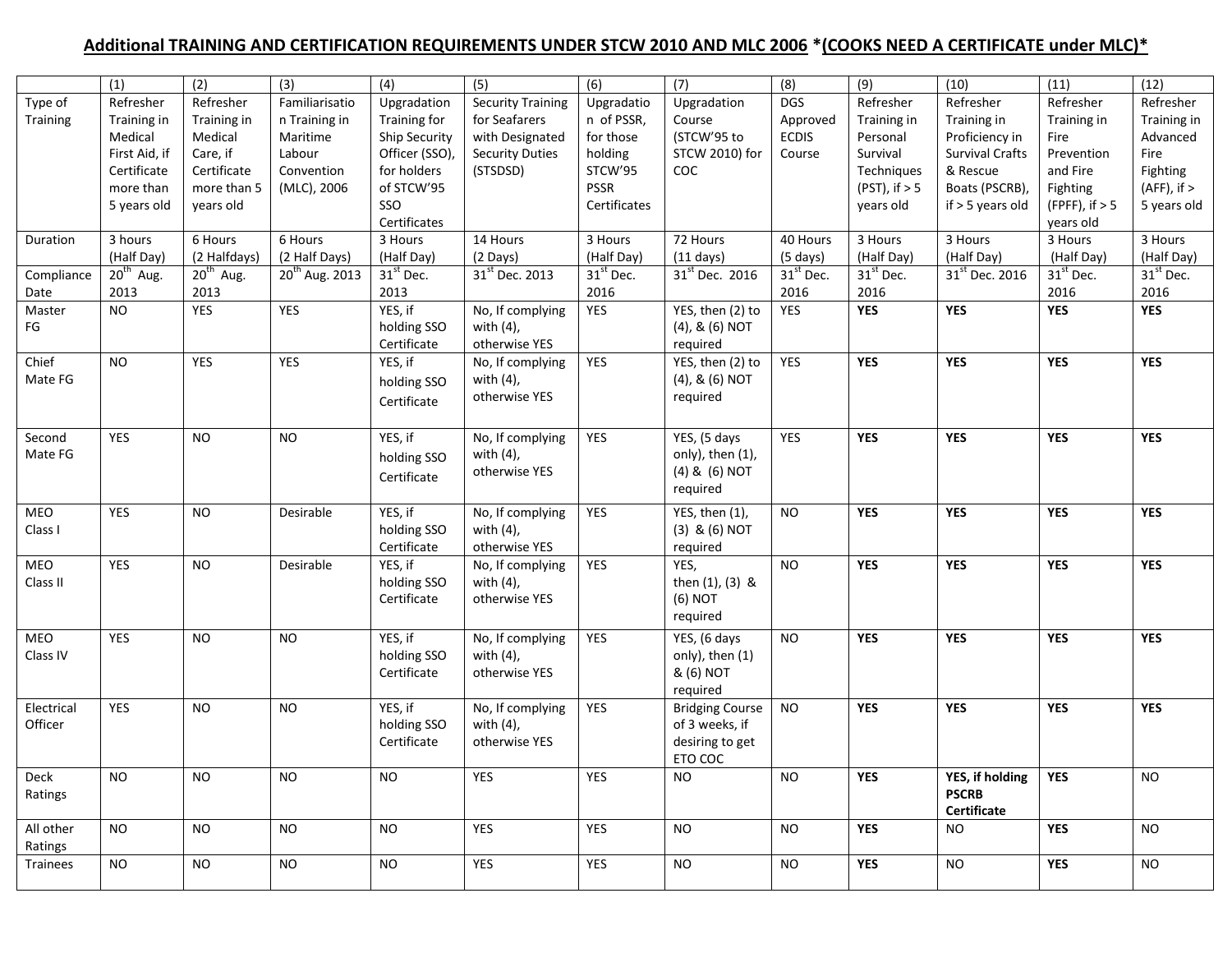## Additional TRAINING AND CERTIFICATION REQUIREMENTS UNDER STCW 2010 AND MLC 2006 **\*(COOKS NEED A CERTIFICATE under MLC)\***

| | (1) | (2) | (3) | (4) | (5) | (6) | (7) | (8) | (9) | (10) | (11) | (12) |
|---|---|---|---|---|---|---|---|---|---|---|---|---|
| Type of Training | Refresher Training in Medical First Aid, if Certificate more than 5 years old | Refresher Training in Medical Care, if Certificate more than 5 years old | Familiarisation Training in Maritime Labour Convention (MLC), 2006 | Upgradation Training for Ship Security Officer (SSO), for holders of STCW'95 SSO Certificates | Security Training for Seafarers with Designated Security Duties (STSDSD) | Upgradation of PSSR, for those holding STCW'95 PSSR Certificates | Upgradation Course (STCW'95 to STCW 2010) for COC | DGS Approved ECDIS Course | Refresher Training in Personal Survival Techniques (PST), if > 5 years old | Refresher Training in Proficiency in Survival Crafts & Rescue Boats (PSCRB), if > 5 years old | Refresher Training in Fire Prevention and Fire Fighting (FPFF), if > 5 years old | Refresher Training in Advanced Fire Fighting (AFF), if > 5 years old |
| Duration | 3 hours (Half Day) | 6 Hours (2 Halfdays) | 6 Hours (2 Half Days) | 3 Hours (Half Day) | 14 Hours (2 Days) | 3 Hours (Half Day) | 72 Hours (11 days) | 40 Hours (5 days) | 3 Hours (Half Day) | 3 Hours (Half Day) | 3 Hours (Half Day) | 3 Hours (Half Day) |
| Compliance Date | 20th Aug. 2013 | 20th Aug. 2013 | 20th Aug. 2013 | 31st Dec. 2013 | 31st Dec. 2013 | 31st Dec. 2016 | 31st Dec. 2016 | 31st Dec. 2016 | 31st Dec. 2016 | 31st Dec. 2016 | 31st Dec. 2016 | 31st Dec. 2016 |
| Master FG | NO | YES | YES | YES, if holding SSO Certificate | No, If complying with (4), otherwise YES | YES | YES, then (2) to (4), & (6) NOT required | YES | **YES** | **YES** | **YES** | **YES** |
| Chief Mate FG | NO | YES | YES | YES, if holding SSO Certificate | No, If complying with (4), otherwise YES | YES | YES, then (2) to (4), & (6) NOT required | YES | **YES** | **YES** | **YES** | **YES** |
| Second Mate FG | YES | NO | NO | YES, if holding SSO Certificate | No, If complying with (4), otherwise YES | YES | YES, (5 days only), then (1), (4) & (6) NOT required | YES | **YES** | **YES** | **YES** | **YES** |
| MEO Class I | YES | NO | Desirable | YES, if holding SSO Certificate | No, If complying with (4), otherwise YES | YES | YES, then (1), (3) & (6) NOT required | NO | **YES** | **YES** | **YES** | **YES** |
| MEO Class II | YES | NO | Desirable | YES, if holding SSO Certificate | No, If complying with (4), otherwise YES | YES | YES, then (1), (3) & (6) NOT required | NO | **YES** | **YES** | **YES** | **YES** |
| MEO Class IV | YES | NO | NO | YES, if holding SSO Certificate | No, If complying with (4), otherwise YES | YES | YES, (6 days only), then (1) & (6) NOT required | NO | **YES** | **YES** | **YES** | **YES** |
| Electrical Officer | YES | NO | NO | YES, if holding SSO Certificate | No, If complying with (4), otherwise YES | YES | Bridging Course of 3 weeks, if desiring to get ETO COC | NO | **YES** | **YES** | **YES** | **YES** |
| Deck Ratings | NO | NO | NO | NO | YES | YES | NO | NO | **YES** | **YES, if holding PSCRB Certificate** | **YES** | NO |
| All other Ratings | NO | NO | NO | NO | YES | YES | NO | NO | **YES** | NO | **YES** | NO |
| Trainees | NO | NO | NO | NO | YES | YES | NO | NO | **YES** | NO | **YES** | NO |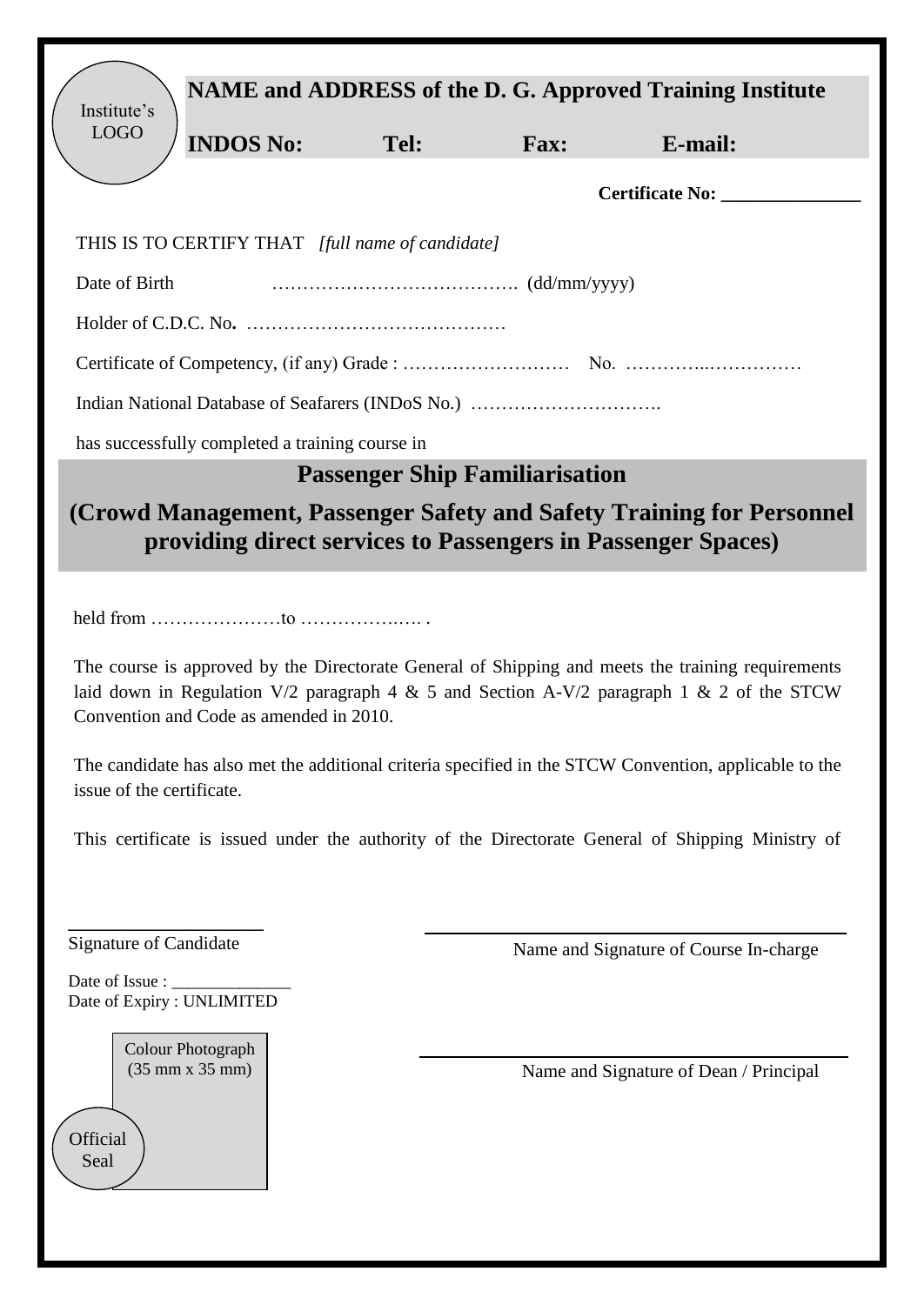Institute's LOGO

**NAME and ADDRESS of the D. G. Approved Training Institute**

**INDOS No:** **Tel:** **Fax:** **E-mail:**

**Certificate No: _______________**

THIS IS TO CERTIFY THAT *[full name of candidate]*

Date of Birth …………………………………. (dd/mm/yyyy)

Holder of C.D.C. No**.** ……………………………………

Certificate of Competency, (if any) Grade : ……………………… No. …………..……………

Indian National Database of Seafarers (INDoS No.) ………………………….

has successfully completed a training course in

## Passenger Ship Familiarisation

## (Crowd Management, Passenger Safety and Safety Training for Personnel providing direct services to Passengers in Passenger Spaces)

held from …………………to ………………….. .

The course is approved by the Directorate General of Shipping and meets the training requirements laid down in Regulation V/2 paragraph 4 & 5 and Section A-V/2 paragraph 1 & 2 of the STCW Convention and Code as amended in 2010.

The candidate has also met the additional criteria specified in the STCW Convention, applicable to the issue of the certificate.

This certificate is issued under the authority of the Directorate General of Shipping Ministry of

Signature of Candidate

Name and Signature of Course In-charge

Date of Issue : ______________
Date of Expiry : UNLIMITED

Colour Photograph (35 mm x 35 mm)

Name and Signature of Dean / Principal

Official Seal